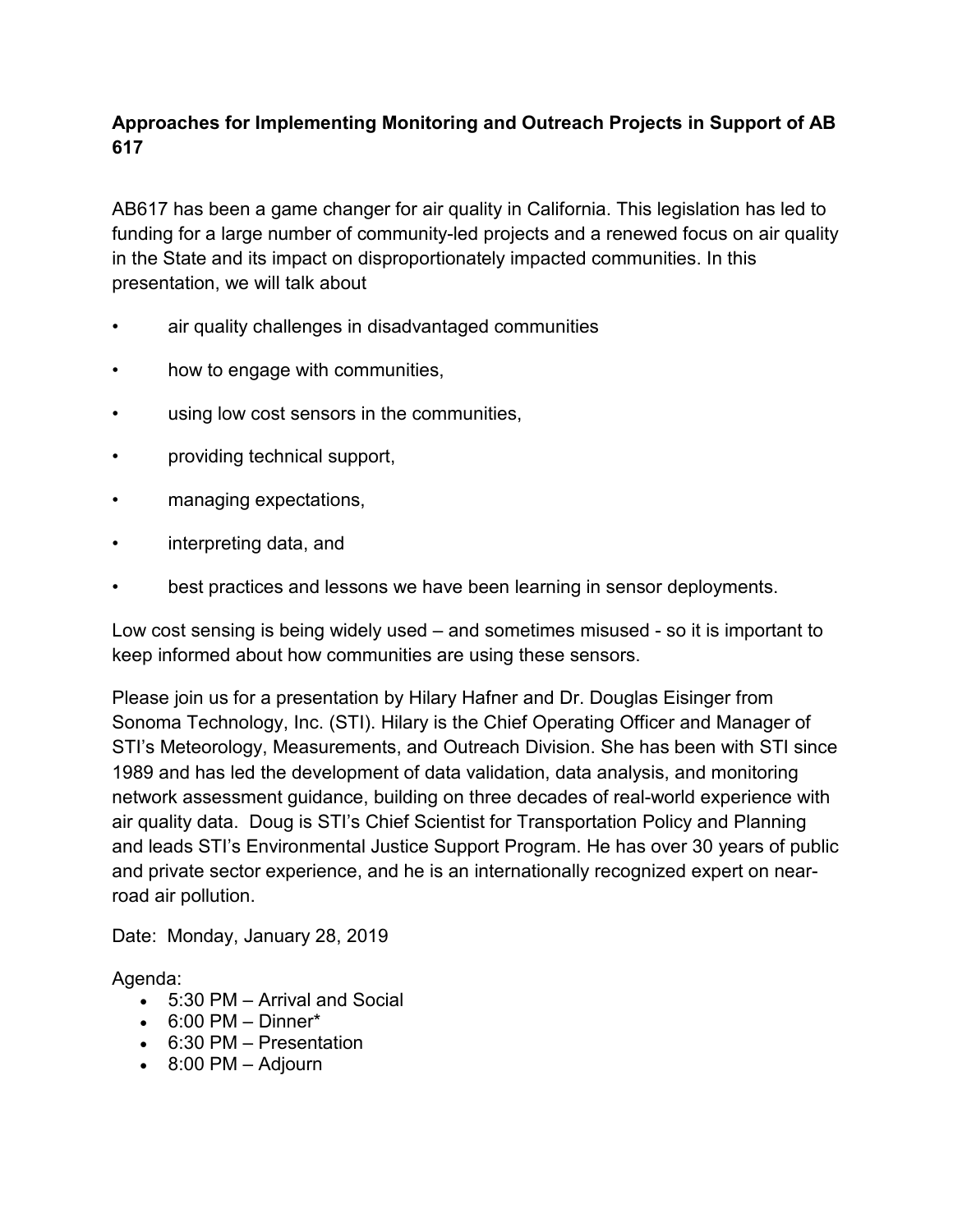**Approaches for Implementing Monitoring and Outreach Projects in Support of AB 617**

AB617 has been a game changer for air quality in California. This legislation has led to funding for a large number of community-led projects and a renewed focus on air quality in the State and its impact on disproportionately impacted communities. In this presentation, we will talk about

- air quality challenges in disadvantaged communities
- how to engage with communities,
- using low cost sensors in the communities,
- providing technical support,
- managing expectations,
- interpreting data, and
- best practices and lessons we have been learning in sensor deployments.

Low cost sensing is being widely used – and sometimes misused - so it is important to keep informed about how communities are using these sensors.

Please join us for a presentation by Hilary Hafner and Dr. Douglas Eisinger from Sonoma Technology, Inc. (STI). Hilary is the Chief Operating Officer and Manager of STI's Meteorology, Measurements, and Outreach Division. She has been with STI since 1989 and has led the development of data validation, data analysis, and monitoring network assessment guidance, building on three decades of real-world experience with air quality data. Doug is STI's Chief Scientist for Transportation Policy and Planning and leads STI's Environmental Justice Support Program. He has over 30 years of public and private sector experience, and he is an internationally recognized expert on near-road air pollution.

Date: Monday, January 28, 2019

Agenda:

- 5:30 PM – Arrival and Social
- 6:00 PM – Dinner*
- 6:30 PM – Presentation
- 8:00 PM – Adjourn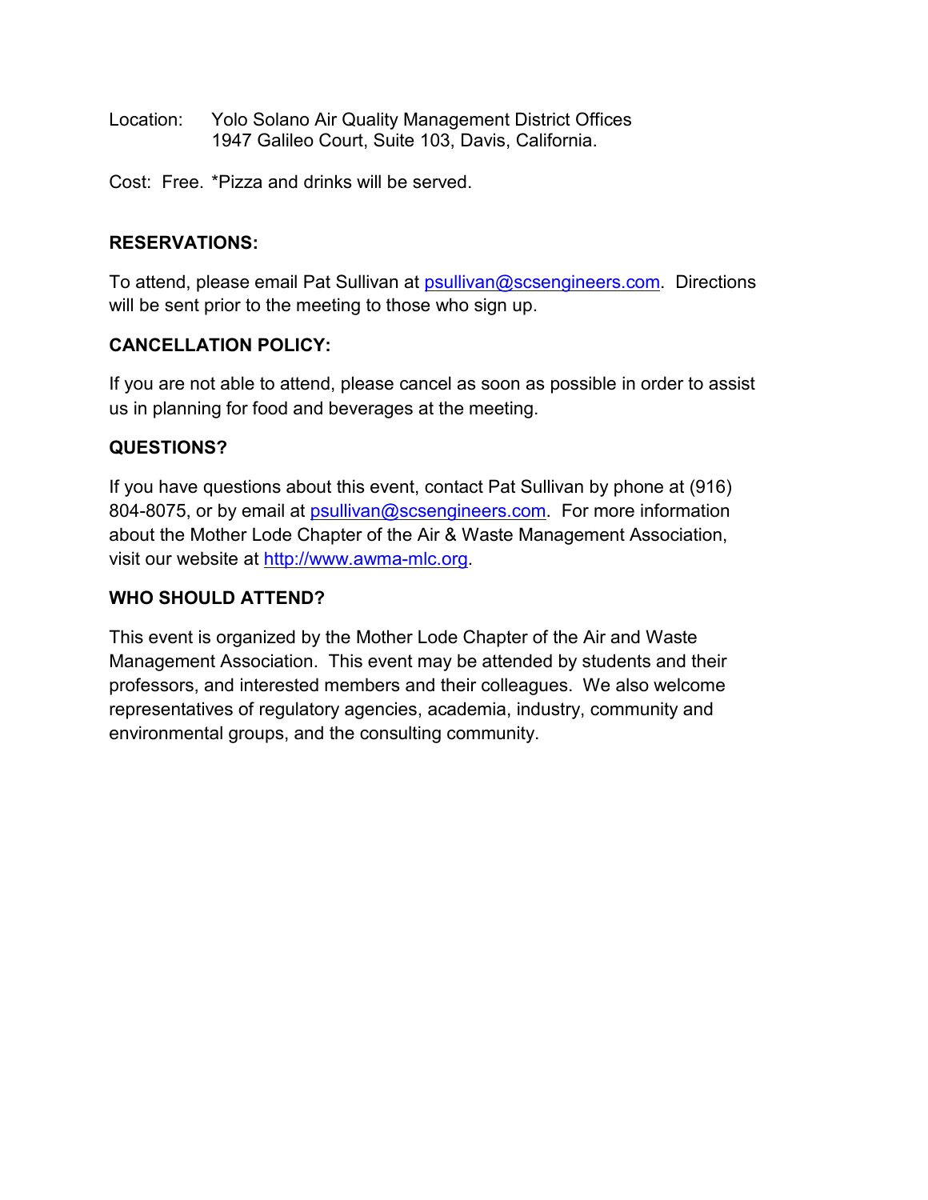Location: Yolo Solano Air Quality Management District Offices
1947 Galileo Court, Suite 103, Davis, California.

Cost: Free. *Pizza and drinks will be served.

**RESERVATIONS:**

To attend, please email Pat Sullivan at psullivan@scsengineers.com. Directions will be sent prior to the meeting to those who sign up.

**CANCELLATION POLICY:**

If you are not able to attend, please cancel as soon as possible in order to assist us in planning for food and beverages at the meeting.

**QUESTIONS?**

If you have questions about this event, contact Pat Sullivan by phone at (916) 804-8075, or by email at psullivan@scsengineers.com. For more information about the Mother Lode Chapter of the Air & Waste Management Association, visit our website at http://www.awma-mlc.org.

**WHO SHOULD ATTEND?**

This event is organized by the Mother Lode Chapter of the Air and Waste Management Association. This event may be attended by students and their professors, and interested members and their colleagues. We also welcome representatives of regulatory agencies, academia, industry, community and environmental groups, and the consulting community.